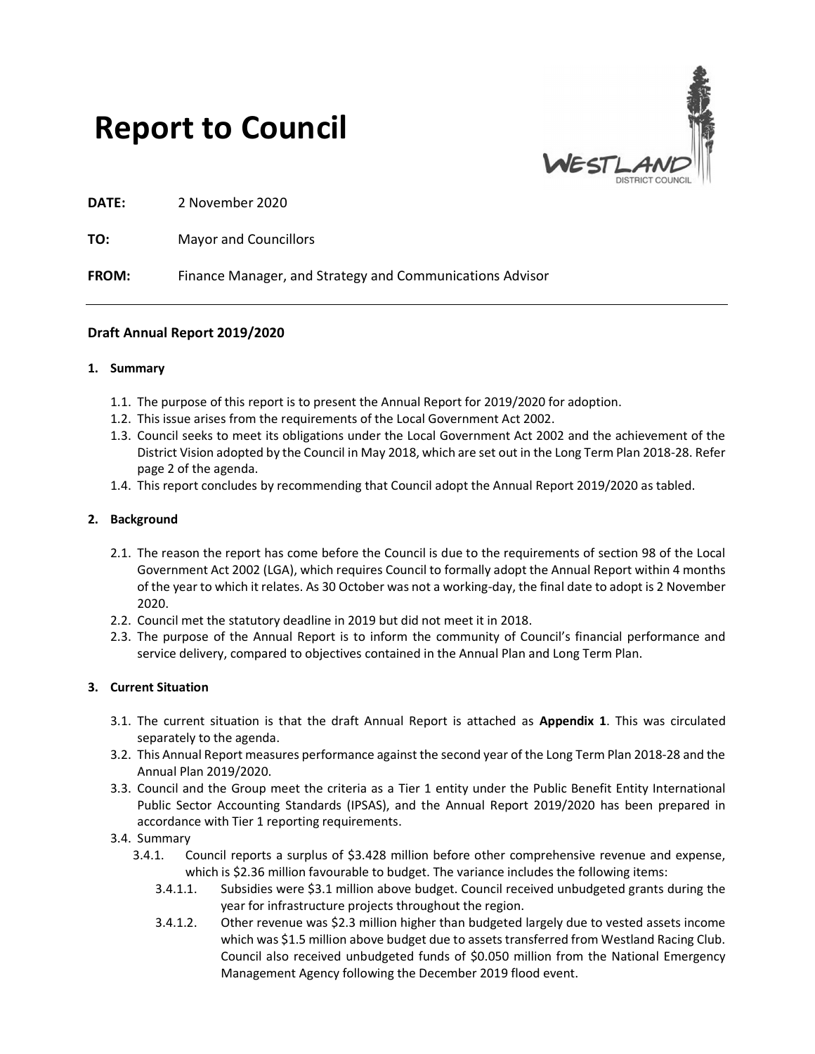# Report to Council

**DATE:** 2 November 2020

**TO:** Mayor and Councillors

**FROM:** Finance Manager, and Strategy and Communications Advisor

---

## Draft Annual Report 2019/2020

### 1. Summary

1.1. The purpose of this report is to present the Annual Report for 2019/2020 for adoption.

1.2. This issue arises from the requirements of the Local Government Act 2002.

1.3. Council seeks to meet its obligations under the Local Government Act 2002 and the achievement of the District Vision adopted by the Council in May 2018, which are set out in the Long Term Plan 2018-28. Refer page 2 of the agenda.

1.4. This report concludes by recommending that Council adopt the Annual Report 2019/2020 as tabled.

### 2. Background

2.1. The reason the report has come before the Council is due to the requirements of section 98 of the Local Government Act 2002 (LGA), which requires Council to formally adopt the Annual Report within 4 months of the year to which it relates. As 30 October was not a working-day, the final date to adopt is 2 November 2020.

2.2. Council met the statutory deadline in 2019 but did not meet it in 2018.

2.3. The purpose of the Annual Report is to inform the community of Council's financial performance and service delivery, compared to objectives contained in the Annual Plan and Long Term Plan.

### 3. Current Situation

3.1. The current situation is that the draft Annual Report is attached as **Appendix 1**. This was circulated separately to the agenda.

3.2. This Annual Report measures performance against the second year of the Long Term Plan 2018-28 and the Annual Plan 2019/2020.

3.3. Council and the Group meet the criteria as a Tier 1 entity under the Public Benefit Entity International Public Sector Accounting Standards (IPSAS), and the Annual Report 2019/2020 has been prepared in accordance with Tier 1 reporting requirements.

3.4. Summary

3.4.1. Council reports a surplus of $3.428 million before other comprehensive revenue and expense, which is $2.36 million favourable to budget. The variance includes the following items:

3.4.1.1. Subsidies were $3.1 million above budget. Council received unbudgeted grants during the year for infrastructure projects throughout the region.

3.4.1.2. Other revenue was $2.3 million higher than budgeted largely due to vested assets income which was $1.5 million above budget due to assets transferred from Westland Racing Club. Council also received unbudgeted funds of $0.050 million from the National Emergency Management Agency following the December 2019 flood event.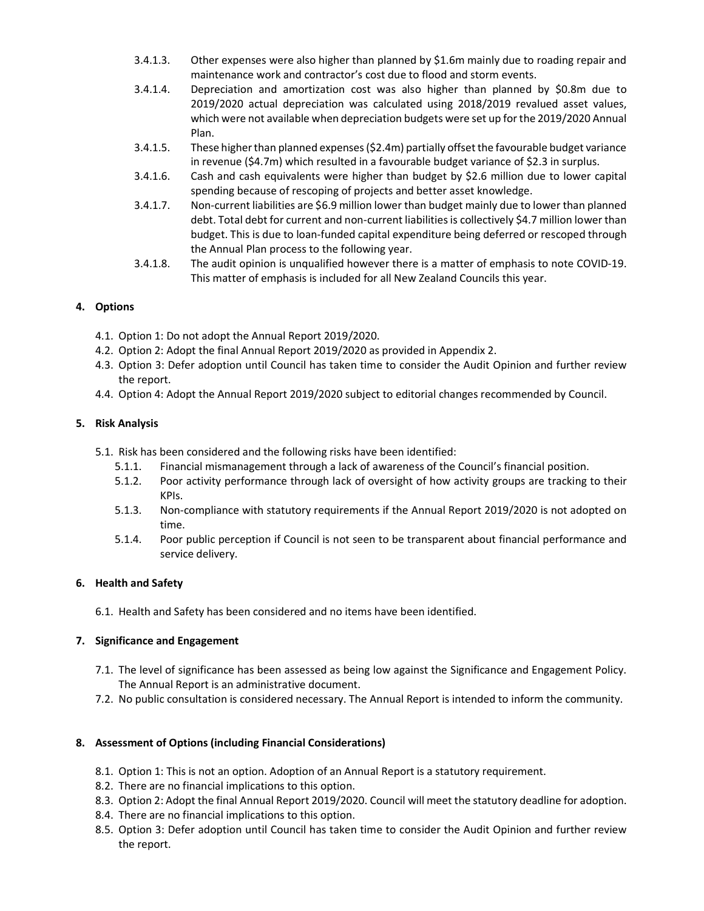3.4.1.3. Other expenses were also higher than planned by $1.6m mainly due to roading repair and maintenance work and contractor's cost due to flood and storm events.

3.4.1.4. Depreciation and amortization cost was also higher than planned by $0.8m due to 2019/2020 actual depreciation was calculated using 2018/2019 revalued asset values, which were not available when depreciation budgets were set up for the 2019/2020 Annual Plan.

3.4.1.5. These higher than planned expenses ($2.4m) partially offset the favourable budget variance in revenue ($4.7m) which resulted in a favourable budget variance of $2.3 in surplus.

3.4.1.6. Cash and cash equivalents were higher than budget by $2.6 million due to lower capital spending because of rescoping of projects and better asset knowledge.

3.4.1.7. Non-current liabilities are $6.9 million lower than budget mainly due to lower than planned debt. Total debt for current and non-current liabilities is collectively $4.7 million lower than budget. This is due to loan-funded capital expenditure being deferred or rescoped through the Annual Plan process to the following year.

3.4.1.8. The audit opinion is unqualified however there is a matter of emphasis to note COVID-19. This matter of emphasis is included for all New Zealand Councils this year.

**4. Options**

4.1. Option 1: Do not adopt the Annual Report 2019/2020.

4.2. Option 2: Adopt the final Annual Report 2019/2020 as provided in Appendix 2.

4.3. Option 3: Defer adoption until Council has taken time to consider the Audit Opinion and further review the report.

4.4. Option 4: Adopt the Annual Report 2019/2020 subject to editorial changes recommended by Council.

**5. Risk Analysis**

5.1. Risk has been considered and the following risks have been identified:

5.1.1. Financial mismanagement through a lack of awareness of the Council's financial position.

5.1.2. Poor activity performance through lack of oversight of how activity groups are tracking to their KPIs.

5.1.3. Non-compliance with statutory requirements if the Annual Report 2019/2020 is not adopted on time.

5.1.4. Poor public perception if Council is not seen to be transparent about financial performance and service delivery.

**6. Health and Safety**

6.1. Health and Safety has been considered and no items have been identified.

**7. Significance and Engagement**

7.1. The level of significance has been assessed as being low against the Significance and Engagement Policy. The Annual Report is an administrative document.

7.2. No public consultation is considered necessary. The Annual Report is intended to inform the community.

**8. Assessment of Options (including Financial Considerations)**

8.1. Option 1: This is not an option. Adoption of an Annual Report is a statutory requirement.

8.2. There are no financial implications to this option.

8.3. Option 2: Adopt the final Annual Report 2019/2020. Council will meet the statutory deadline for adoption.

8.4. There are no financial implications to this option.

8.5. Option 3: Defer adoption until Council has taken time to consider the Audit Opinion and further review the report.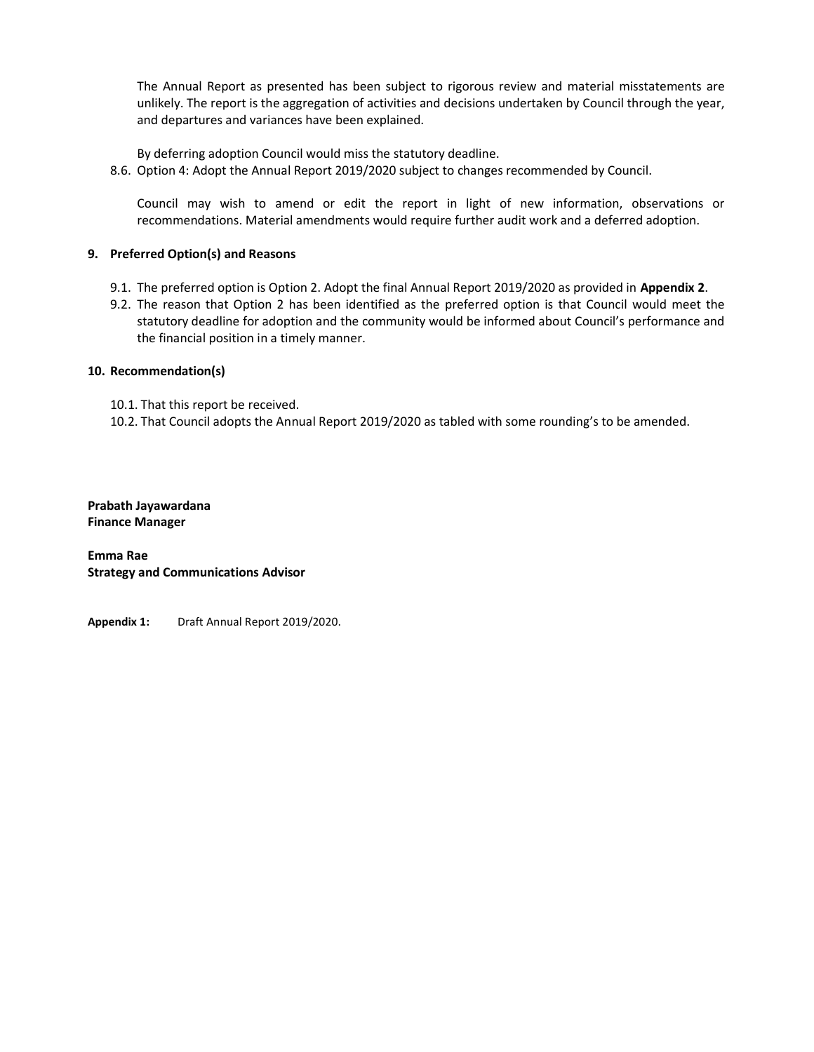The Annual Report as presented has been subject to rigorous review and material misstatements are unlikely. The report is the aggregation of activities and decisions undertaken by Council through the year, and departures and variances have been explained.

By deferring adoption Council would miss the statutory deadline.

8.6. Option 4: Adopt the Annual Report 2019/2020 subject to changes recommended by Council.

Council may wish to amend or edit the report in light of new information, observations or recommendations. Material amendments would require further audit work and a deferred adoption.

### 9. Preferred Option(s) and Reasons

9.1. The preferred option is Option 2. Adopt the final Annual Report 2019/2020 as provided in **Appendix 2**.

9.2. The reason that Option 2 has been identified as the preferred option is that Council would meet the statutory deadline for adoption and the community would be informed about Council's performance and the financial position in a timely manner.

### 10. Recommendation(s)

10.1. That this report be received.

10.2. That Council adopts the Annual Report 2019/2020 as tabled with some rounding's to be amended.

**Prabath Jayawardana**
**Finance Manager**

**Emma Rae**
**Strategy and Communications Advisor**

**Appendix 1:** Draft Annual Report 2019/2020.